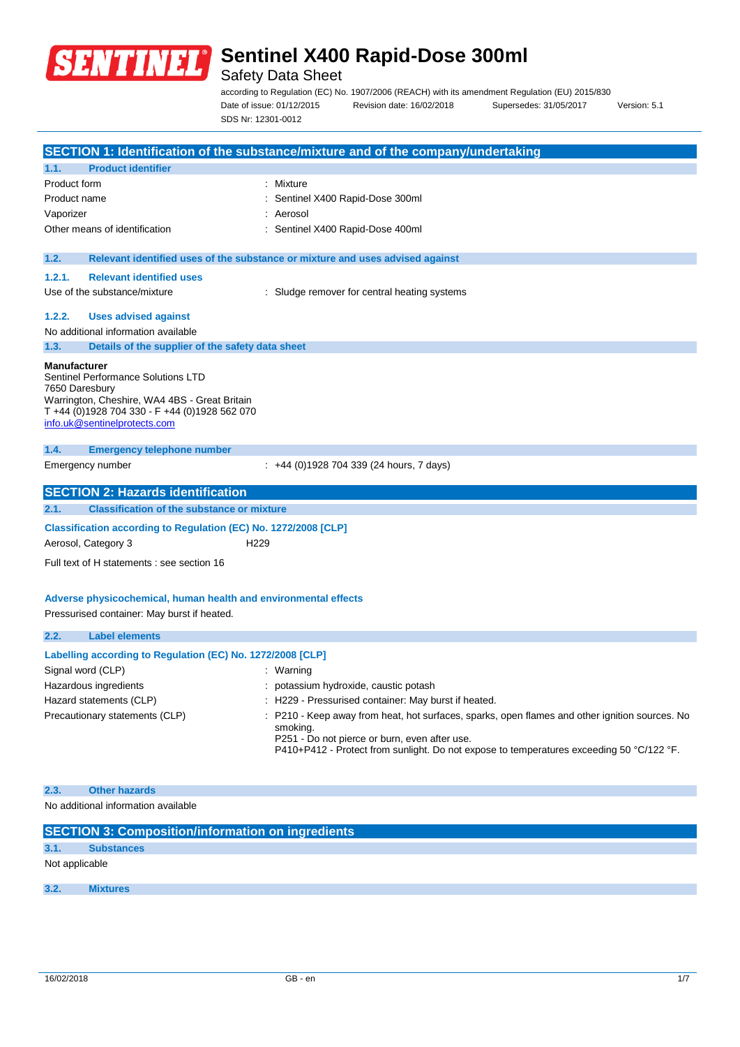# Sentinel X400 Rapid-Dose 300ml

Safety Data Sheet

according to Regulation (EC) No. 1907/2006 (REACH) with its amendment Regulation (EU) 2015/830

Date of issue: 01/12/2015 Revision date: 16/02/2018 Supersedes: 31/05/2017 Version: 5.1

SDS Nr: 12301-0012

## SECTION 1: Identification of the substance/mixture and of the company/undertaking

### 1.1. Product identifier

| | |
|---|---|
| Product form | : Mixture |
| Product name | : Sentinel X400 Rapid-Dose 300ml |
| Vaporizer | : Aerosol |
| Other means of identification | : Sentinel X400 Rapid-Dose 400ml |

### 1.2. Relevant identified uses of the substance or mixture and uses advised against

#### 1.2.1. Relevant identified uses

Use of the substance/mixture : Sludge remover for central heating systems

#### 1.2.2. Uses advised against

No additional information available

### 1.3. Details of the supplier of the safety data sheet

**Manufacturer**
Sentinel Performance Solutions LTD
7650 Daresbury
Warrington, Cheshire, WA4 4BS - Great Britain
T +44 (0)1928 704 330 - F +44 (0)1928 562 070
info.uk@sentinelprotects.com

### 1.4. Emergency telephone number

Emergency number : +44 (0)1928 704 339 (24 hours, 7 days)

## SECTION 2: Hazards identification

### 2.1. Classification of the substance or mixture

**Classification according to Regulation (EC) No. 1272/2008 [CLP]**

Aerosol, Category 3 H229

Full text of H statements : see section 16

**Adverse physicochemical, human health and environmental effects**

Pressurised container: May burst if heated.

### 2.2. Label elements

**Labelling according to Regulation (EC) No. 1272/2008 [CLP]**

| | |
|---|---|
| Signal word (CLP) | : Warning |
| Hazardous ingredients | : potassium hydroxide, caustic potash |
| Hazard statements (CLP) | : H229 - Pressurised container: May burst if heated. |
| Precautionary statements (CLP) | : P210 - Keep away from heat, hot surfaces, sparks, open flames and other ignition sources. No smoking.<br>P251 - Do not pierce or burn, even after use.<br>P410+P412 - Protect from sunlight. Do not expose to temperatures exceeding 50 °C/122 °F. |

### 2.3. Other hazards

No additional information available

## SECTION 3: Composition/information on ingredients

### 3.1. Substances

Not applicable

### 3.2. Mixtures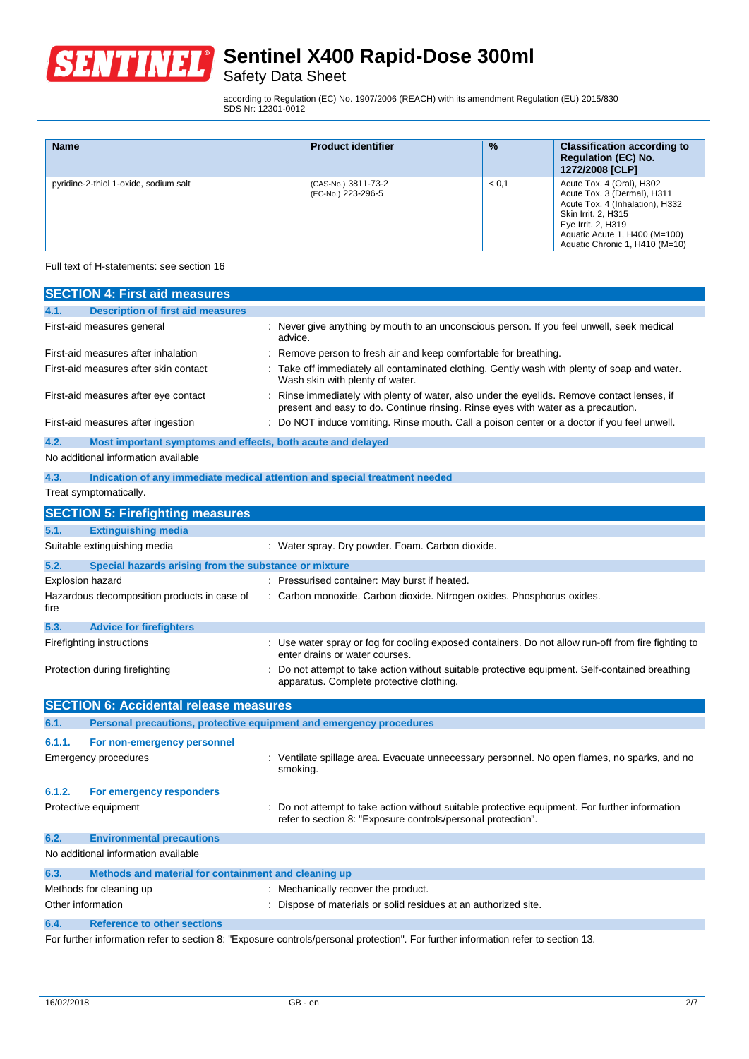| Name | Product identifier | % | Classification according to Regulation (EC) No. 1272/2008 [CLP] |
|---|---|---|---|
| pyridine-2-thiol 1-oxide, sodium salt | (CAS-No.) 3811-73-2<br>(EC-No.) 223-296-5 | < 0,1 | Acute Tox. 4 (Oral), H302<br>Acute Tox. 3 (Dermal), H311<br>Acute Tox. 4 (Inhalation), H332<br>Skin Irrit. 2, H315<br>Eye Irrit. 2, H319<br>Aquatic Acute 1, H400 (M=100)<br>Aquatic Chronic 1, H410 (M=10) |

Full text of H-statements: see section 16

## SECTION 4: First aid measures

### 4.1. Description of first aid measures

First-aid measures general : Never give anything by mouth to an unconscious person. If you feel unwell, seek medical advice.

First-aid measures after inhalation : Remove person to fresh air and keep comfortable for breathing.

First-aid measures after skin contact : Take off immediately all contaminated clothing. Gently wash with plenty of soap and water. Wash skin with plenty of water.

First-aid measures after eye contact : Rinse immediately with plenty of water, also under the eyelids. Remove contact lenses, if present and easy to do. Continue rinsing. Rinse eyes with water as a precaution.

First-aid measures after ingestion : Do NOT induce vomiting. Rinse mouth. Call a poison center or a doctor if you feel unwell.

### 4.2. Most important symptoms and effects, both acute and delayed

No additional information available

### 4.3. Indication of any immediate medical attention and special treatment needed

Treat symptomatically.

## SECTION 5: Firefighting measures

### 5.1. Extinguishing media

Suitable extinguishing media : Water spray. Dry powder. Foam. Carbon dioxide.

### 5.2. Special hazards arising from the substance or mixture

Explosion hazard : Pressurised container: May burst if heated.

Hazardous decomposition products in case of fire : Carbon monoxide. Carbon dioxide. Nitrogen oxides. Phosphorus oxides.

### 5.3. Advice for firefighters

Firefighting instructions : Use water spray or fog for cooling exposed containers. Do not allow run-off from fire fighting to enter drains or water courses.

Protection during firefighting : Do not attempt to take action without suitable protective equipment. Self-contained breathing apparatus. Complete protective clothing.

## SECTION 6: Accidental release measures

### 6.1. Personal precautions, protective equipment and emergency procedures

#### 6.1.1. For non-emergency personnel

Emergency procedures : Ventilate spillage area. Evacuate unnecessary personnel. No open flames, no sparks, and no smoking.

#### 6.1.2. For emergency responders

Protective equipment : Do not attempt to take action without suitable protective equipment. For further information refer to section 8: "Exposure controls/personal protection".

### 6.2. Environmental precautions

No additional information available

### 6.3. Methods and material for containment and cleaning up

Methods for cleaning up : Mechanically recover the product.

Other information : Dispose of materials or solid residues at an authorized site.

### 6.4. Reference to other sections

For further information refer to section 8: "Exposure controls/personal protection". For further information refer to section 13.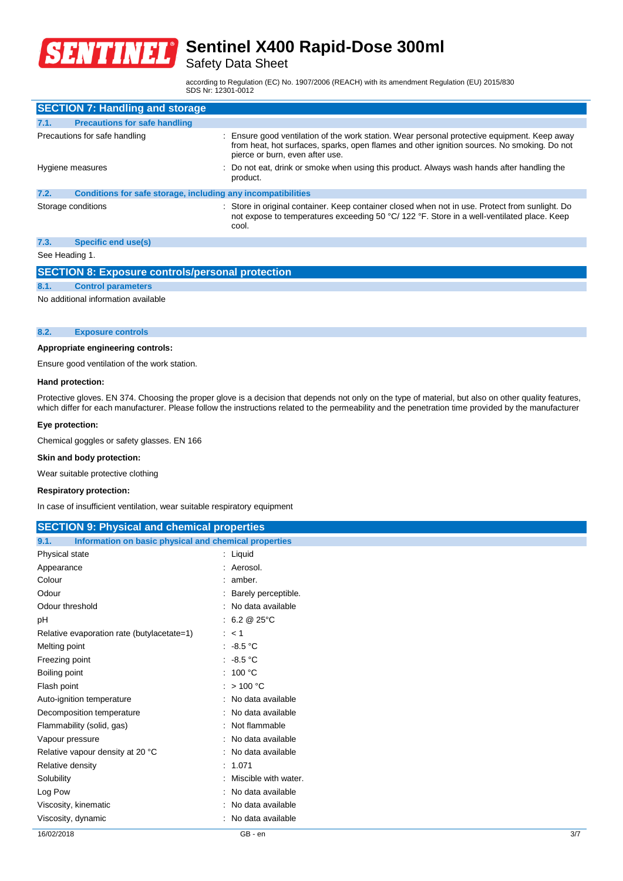## SECTION 7: Handling and storage

### 7.1. Precautions for safe handling

| | |
|---|---|
| Precautions for safe handling | : Ensure good ventilation of the work station. Wear personal protective equipment. Keep away from heat, hot surfaces, sparks, open flames and other ignition sources. No smoking. Do not pierce or burn, even after use. |
| Hygiene measures | : Do not eat, drink or smoke when using this product. Always wash hands after handling the product. |

### 7.2. Conditions for safe storage, including any incompatibilities

| | |
|---|---|
| Storage conditions | : Store in original container. Keep container closed when not in use. Protect from sunlight. Do not expose to temperatures exceeding 50 °C/ 122 °F. Store in a well-ventilated place. Keep cool. |

### 7.3. Specific end use(s)

See Heading 1.

## SECTION 8: Exposure controls/personal protection

### 8.1. Control parameters

No additional information available

### 8.2. Exposure controls

**Appropriate engineering controls:**

Ensure good ventilation of the work station.

**Hand protection:**

Protective gloves. EN 374. Choosing the proper glove is a decision that depends not only on the type of material, but also on other quality features, which differ for each manufacturer. Please follow the instructions related to the permeability and the penetration time provided by the manufacturer

**Eye protection:**

Chemical goggles or safety glasses. EN 166

**Skin and body protection:**

Wear suitable protective clothing

**Respiratory protection:**

In case of insufficient ventilation, wear suitable respiratory equipment

## SECTION 9: Physical and chemical properties

### 9.1. Information on basic physical and chemical properties

| | |
|---|---|
| Physical state | : Liquid |
| Appearance | : Aerosol. |
| Colour | : amber. |
| Odour | : Barely perceptible. |
| Odour threshold | : No data available |
| pH | : 6.2 @ 25°C |
| Relative evaporation rate (butylacetate=1) | : < 1 |
| Melting point | : -8.5 °C |
| Freezing point | : -8.5 °C |
| Boiling point | : 100 °C |
| Flash point | : > 100 °C |
| Auto-ignition temperature | : No data available |
| Decomposition temperature | : No data available |
| Flammability (solid, gas) | : Not flammable |
| Vapour pressure | : No data available |
| Relative vapour density at 20 °C | : No data available |
| Relative density | : 1.071 |
| Solubility | : Miscible with water. |
| Log Pow | : No data available |
| Viscosity, kinematic | : No data available |
| Viscosity, dynamic | : No data available |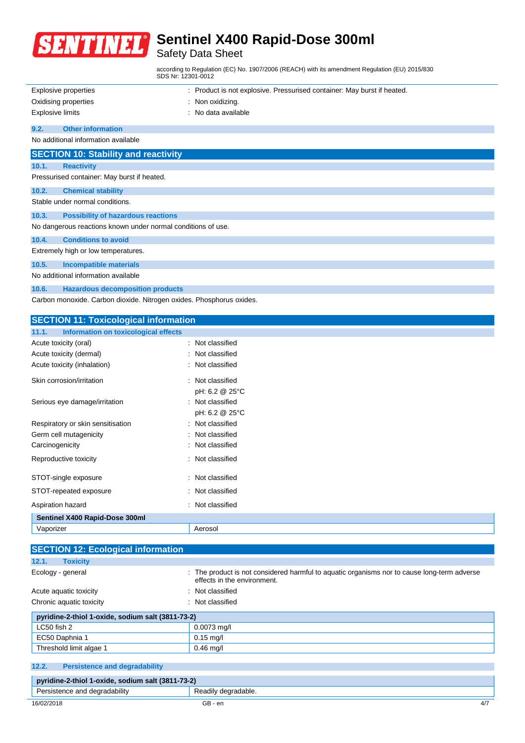| | |
|---|---|
| Explosive properties | : Product is not explosive. Pressurised container: May burst if heated. |
| Oxidising properties | : Non oxidizing. |
| Explosive limits | : No data available |

### 9.2. Other information

No additional information available

## SECTION 10: Stability and reactivity

### 10.1. Reactivity

Pressurised container: May burst if heated.

### 10.2. Chemical stability

Stable under normal conditions.

### 10.3. Possibility of hazardous reactions

No dangerous reactions known under normal conditions of use.

### 10.4. Conditions to avoid

Extremely high or low temperatures.

### 10.5. Incompatible materials

No additional information available

### 10.6. Hazardous decomposition products

Carbon monoxide. Carbon dioxide. Nitrogen oxides. Phosphorus oxides.

## SECTION 11: Toxicological information

### 11.1. Information on toxicological effects

| | |
|---|---|
| Acute toxicity (oral) | : Not classified |
| Acute toxicity (dermal) | : Not classified |
| Acute toxicity (inhalation) | : Not classified |
| Skin corrosion/irritation | : Not classified<br>pH: 6.2 @ 25°C |
| Serious eye damage/irritation | : Not classified<br>pH: 6.2 @ 25°C |
| Respiratory or skin sensitisation | : Not classified |
| Germ cell mutagenicity | : Not classified |
| Carcinogenicity | : Not classified |
| Reproductive toxicity | : Not classified |
| STOT-single exposure | : Not classified |
| STOT-repeated exposure | : Not classified |
| Aspiration hazard | : Not classified |

| Sentinel X400 Rapid-Dose 300ml | |
|---|---|
| Vaporizer | Aerosol |

## SECTION 12: Ecological information

### 12.1. Toxicity

| | |
|---|---|
| Ecology - general | : The product is not considered harmful to aquatic organisms nor to cause long-term adverse effects in the environment. |
| Acute aquatic toxicity | : Not classified |
| Chronic aquatic toxicity | : Not classified |

| pyridine-2-thiol 1-oxide, sodium salt (3811-73-2) | |
|---|---|
| LC50 fish 2 | 0.0073 mg/l |
| EC50 Daphnia 1 | 0.15 mg/l |
| Threshold limit algae 1 | 0.46 mg/l |

### 12.2. Persistence and degradability

| pyridine-2-thiol 1-oxide, sodium salt (3811-73-2) | |
|---|---|
| Persistence and degradability | Readily degradable. |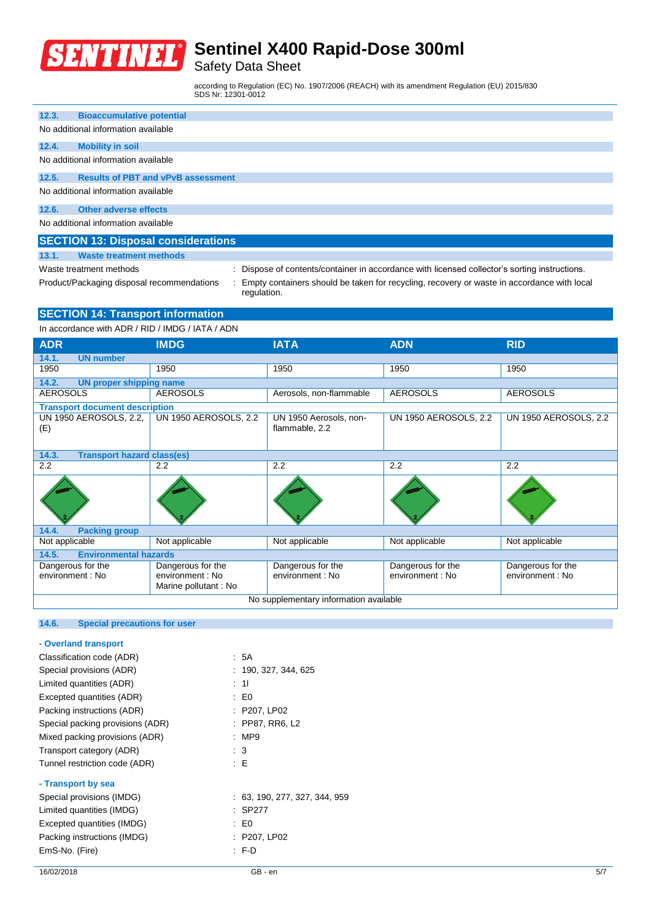### 12.3. Bioaccumulative potential

No additional information available

### 12.4. Mobility in soil

No additional information available

### 12.5. Results of PBT and vPvB assessment

No additional information available

### 12.6. Other adverse effects

No additional information available

## SECTION 13: Disposal considerations

### 13.1. Waste treatment methods

Waste treatment methods : Dispose of contents/container in accordance with licensed collector's sorting instructions.

Product/Packaging disposal recommendations : Empty containers should be taken for recycling, recovery or waste in accordance with local regulation.

## SECTION 14: Transport information

In accordance with ADR / RID / IMDG / IATA / ADN

| ADR | IMDG | IATA | ADN | RID |
|---|---|---|---|---|
| **14.1. UN number** | | | | |
| 1950 | 1950 | 1950 | 1950 | 1950 |
| **14.2. UN proper shipping name** | | | | |
| AEROSOLS | AEROSOLS | Aerosols, non-flammable | AEROSOLS | AEROSOLS |
| **Transport document description** | | | | |
| UN 1950 AEROSOLS, 2.2, (E) | UN 1950 AEROSOLS, 2.2 | UN 1950 Aerosols, non-flammable, 2.2 | UN 1950 AEROSOLS, 2.2 | UN 1950 AEROSOLS, 2.2 |
| **14.3. Transport hazard class(es)** | | | | |
| 2.2 | 2.2 | 2.2 | 2.2 | 2.2 |
| **14.4. Packing group** | | | | |
| Not applicable | Not applicable | Not applicable | Not applicable | Not applicable |
| **14.5. Environmental hazards** | | | | |
| Dangerous for the environment : No | Dangerous for the environment : No<br>Marine pollutant : No | Dangerous for the environment : No | Dangerous for the environment : No | Dangerous for the environment : No |
| No supplementary information available | | | | |

### 14.6. Special precautions for user

**- Overland transport**

Classification code (ADR) : 5A

Special provisions (ADR) : 190, 327, 344, 625

Limited quantities (ADR) : 1l

Excepted quantities (ADR) : E0

Packing instructions (ADR) : P207, LP02

Special packing provisions (ADR) : PP87, RR6, L2

Mixed packing provisions (ADR) : MP9

Transport category (ADR) : 3

Tunnel restriction code (ADR) : E

**- Transport by sea**

Special provisions (IMDG) : 63, 190, 277, 327, 344, 959

Limited quantities (IMDG) : SP277

Excepted quantities (IMDG) : E0

Packing instructions (IMDG) : P207, LP02

EmS-No. (Fire) : F-D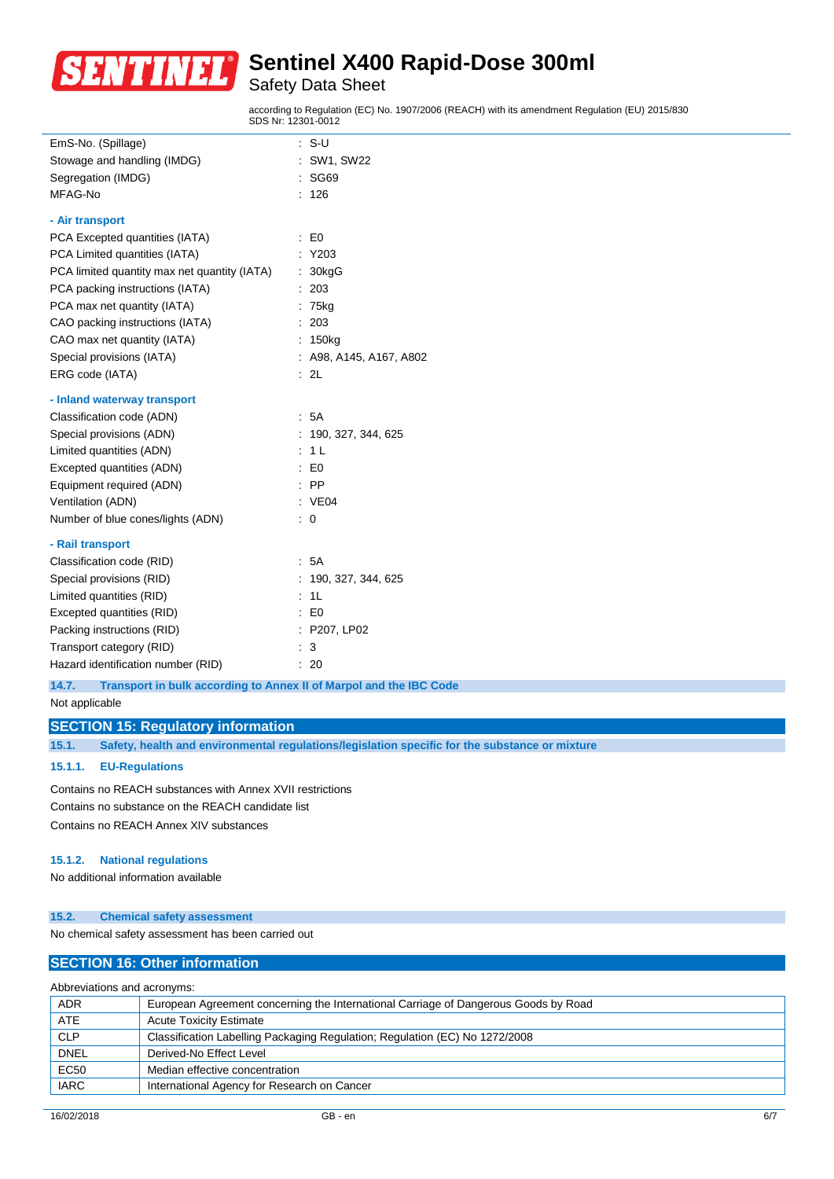| | |
|---|---|
| EmS-No. (Spillage) | : S-U |
| Stowage and handling (IMDG) | : SW1, SW22 |
| Segregation (IMDG) | : SG69 |
| MFAG-No | : 126 |

**- Air transport**

| | |
|---|---|
| PCA Excepted quantities (IATA) | : E0 |
| PCA Limited quantities (IATA) | : Y203 |
| PCA limited quantity max net quantity (IATA) | : 30kgG |
| PCA packing instructions (IATA) | : 203 |
| PCA max net quantity (IATA) | : 75kg |
| CAO packing instructions (IATA) | : 203 |
| CAO max net quantity (IATA) | : 150kg |
| Special provisions (IATA) | : A98, A145, A167, A802 |
| ERG code (IATA) | : 2L |

**- Inland waterway transport**

| | |
|---|---|
| Classification code (ADN) | : 5A |
| Special provisions (ADN) | : 190, 327, 344, 625 |
| Limited quantities (ADN) | : 1 L |
| Excepted quantities (ADN) | : E0 |
| Equipment required (ADN) | : PP |
| Ventilation (ADN) | : VE04 |
| Number of blue cones/lights (ADN) | : 0 |

**- Rail transport**

| | |
|---|---|
| Classification code (RID) | : 5A |
| Special provisions (RID) | : 190, 327, 344, 625 |
| Limited quantities (RID) | : 1L |
| Excepted quantities (RID) | : E0 |
| Packing instructions (RID) | : P207, LP02 |
| Transport category (RID) | : 3 |
| Hazard identification number (RID) | : 20 |

### 14.7. Transport in bulk according to Annex II of Marpol and the IBC Code

Not applicable

## SECTION 15: Regulatory information

### 15.1. Safety, health and environmental regulations/legislation specific for the substance or mixture

#### 15.1.1. EU-Regulations

Contains no REACH substances with Annex XVII restrictions

Contains no substance on the REACH candidate list

Contains no REACH Annex XIV substances

#### 15.1.2. National regulations

No additional information available

### 15.2. Chemical safety assessment

No chemical safety assessment has been carried out

## SECTION 16: Other information

Abbreviations and acronyms:

| | |
|---|---|
| ADR | European Agreement concerning the International Carriage of Dangerous Goods by Road |
| ATE | Acute Toxicity Estimate |
| CLP | Classification Labelling Packaging Regulation; Regulation (EC) No 1272/2008 |
| DNEL | Derived-No Effect Level |
| EC50 | Median effective concentration |
| IARC | International Agency for Research on Cancer |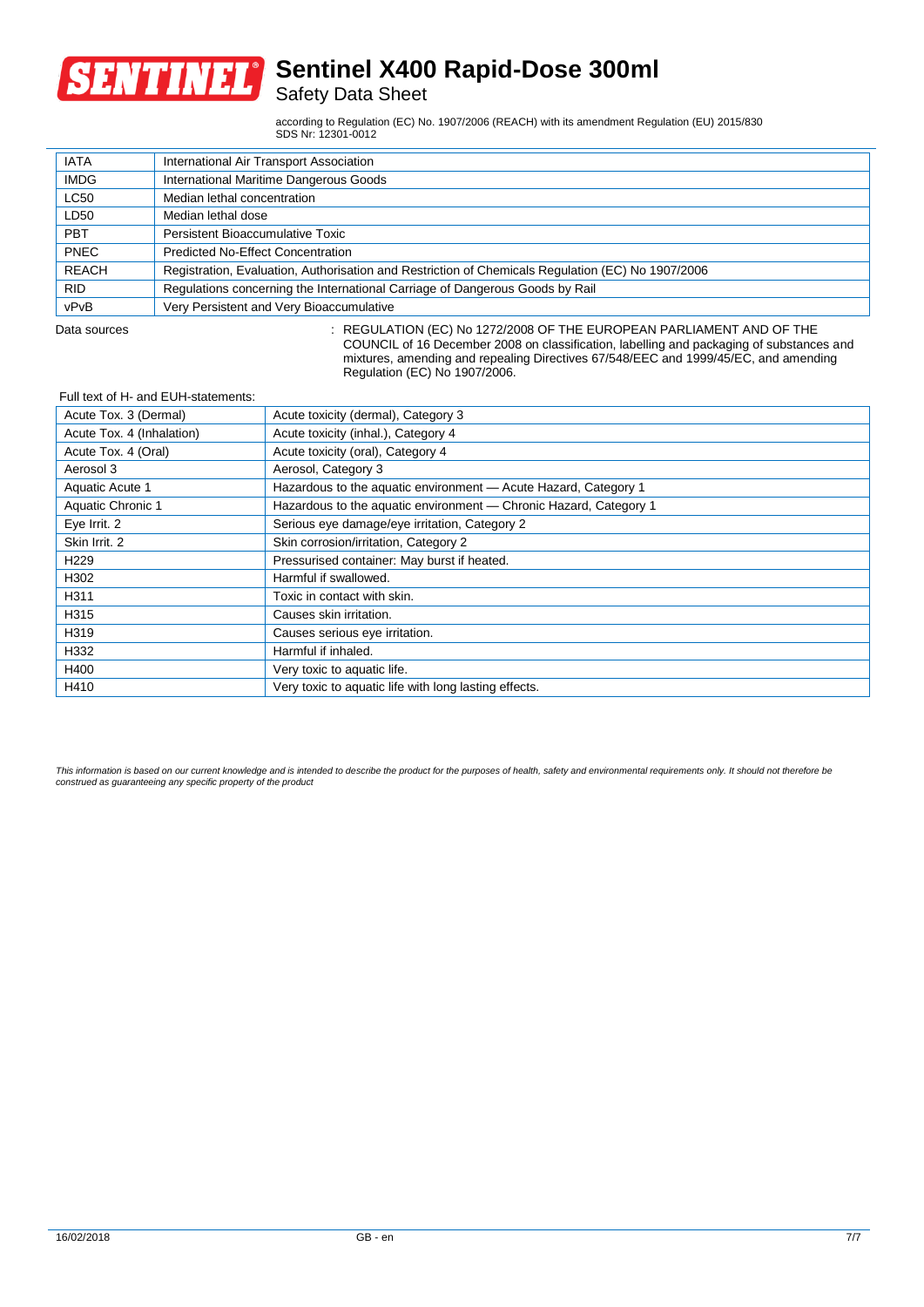| | |
|---|---|
| IATA | International Air Transport Association |
| IMDG | International Maritime Dangerous Goods |
| LC50 | Median lethal concentration |
| LD50 | Median lethal dose |
| PBT | Persistent Bioaccumulative Toxic |
| PNEC | Predicted No-Effect Concentration |
| REACH | Registration, Evaluation, Authorisation and Restriction of Chemicals Regulation (EC) No 1907/2006 |
| RID | Regulations concerning the International Carriage of Dangerous Goods by Rail |
| vPvB | Very Persistent and Very Bioaccumulative |

Data sources : REGULATION (EC) No 1272/2008 OF THE EUROPEAN PARLIAMENT AND OF THE COUNCIL of 16 December 2008 on classification, labelling and packaging of substances and mixtures, amending and repealing Directives 67/548/EEC and 1999/45/EC, and amending Regulation (EC) No 1907/2006.

Full text of H- and EUH-statements:

| | |
|---|---|
| Acute Tox. 3 (Dermal) | Acute toxicity (dermal), Category 3 |
| Acute Tox. 4 (Inhalation) | Acute toxicity (inhal.), Category 4 |
| Acute Tox. 4 (Oral) | Acute toxicity (oral), Category 4 |
| Aerosol 3 | Aerosol, Category 3 |
| Aquatic Acute 1 | Hazardous to the aquatic environment — Acute Hazard, Category 1 |
| Aquatic Chronic 1 | Hazardous to the aquatic environment — Chronic Hazard, Category 1 |
| Eye Irrit. 2 | Serious eye damage/eye irritation, Category 2 |
| Skin Irrit. 2 | Skin corrosion/irritation, Category 2 |
| H229 | Pressurised container: May burst if heated. |
| H302 | Harmful if swallowed. |
| H311 | Toxic in contact with skin. |
| H315 | Causes skin irritation. |
| H319 | Causes serious eye irritation. |
| H332 | Harmful if inhaled. |
| H400 | Very toxic to aquatic life. |
| H410 | Very toxic to aquatic life with long lasting effects. |

*This information is based on our current knowledge and is intended to describe the product for the purposes of health, safety and environmental requirements only. It should not therefore be construed as guaranteeing any specific property of the product*